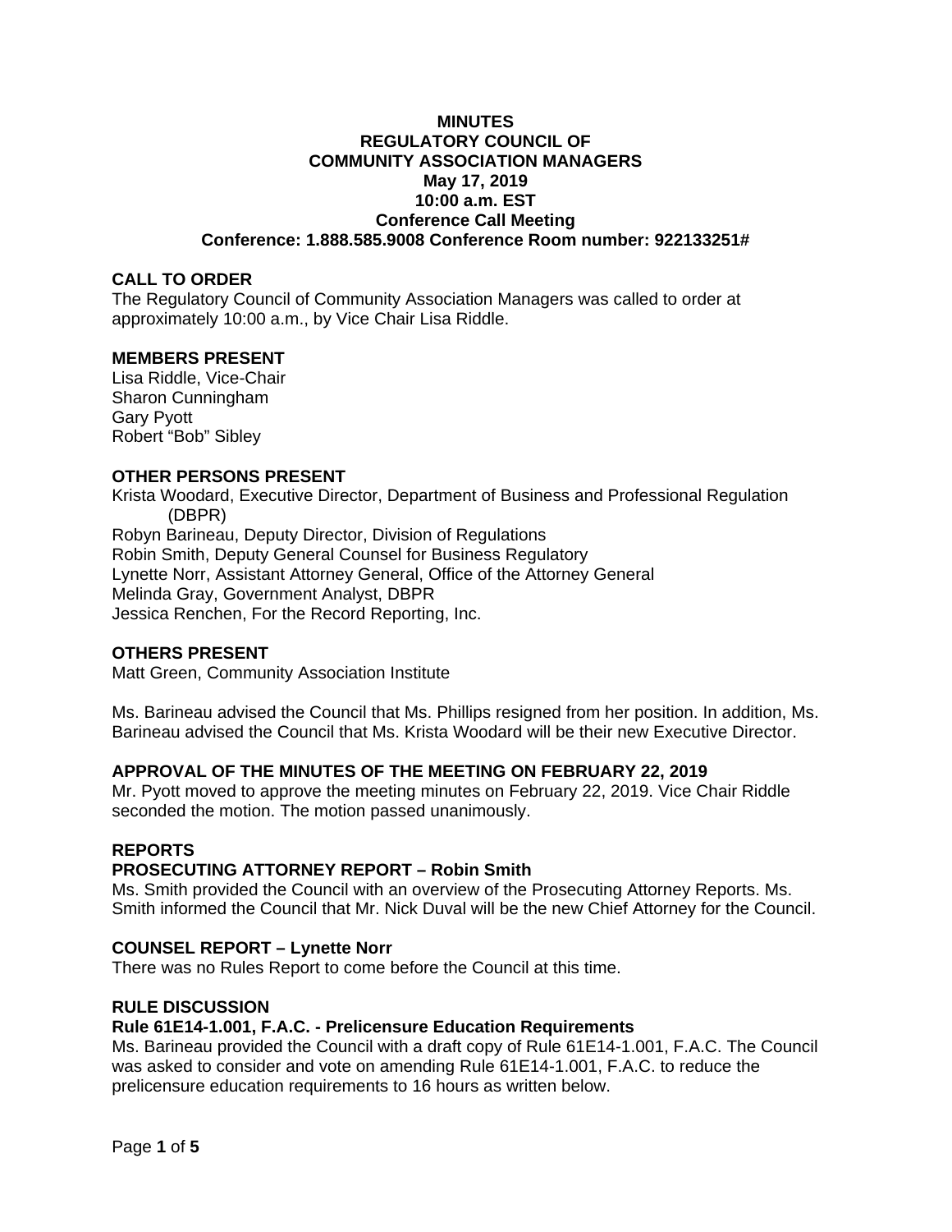# MINUTES
# REGULATORY COUNCIL OF COMMUNITY ASSOCIATION MANAGERS
**May 17, 2019**
**10:00 a.m. EST**
**Conference Call Meeting**
**Conference: 1.888.585.9008 Conference Room number: 922133251#**

## CALL TO ORDER

The Regulatory Council of Community Association Managers was called to order at approximately 10:00 a.m., by Vice Chair Lisa Riddle.

## MEMBERS PRESENT

Lisa Riddle, Vice-Chair
Sharon Cunningham
Gary Pyott
Robert "Bob" Sibley

## OTHER PERSONS PRESENT

Krista Woodard, Executive Director, Department of Business and Professional Regulation (DBPR)
Robyn Barineau, Deputy Director, Division of Regulations
Robin Smith, Deputy General Counsel for Business Regulatory
Lynette Norr, Assistant Attorney General, Office of the Attorney General
Melinda Gray, Government Analyst, DBPR
Jessica Renchen, For the Record Reporting, Inc.

## OTHERS PRESENT

Matt Green, Community Association Institute

Ms. Barineau advised the Council that Ms. Phillips resigned from her position. In addition, Ms. Barineau advised the Council that Ms. Krista Woodard will be their new Executive Director.

## APPROVAL OF THE MINUTES OF THE MEETING ON FEBRUARY 22, 2019

Mr. Pyott moved to approve the meeting minutes on February 22, 2019. Vice Chair Riddle seconded the motion. The motion passed unanimously.

## REPORTS

### PROSECUTING ATTORNEY REPORT – Robin Smith

Ms. Smith provided the Council with an overview of the Prosecuting Attorney Reports. Ms. Smith informed the Council that Mr. Nick Duval will be the new Chief Attorney for the Council.

### COUNSEL REPORT – Lynette Norr

There was no Rules Report to come before the Council at this time.

## RULE DISCUSSION

### Rule 61E14-1.001, F.A.C. - Prelicensure Education Requirements

Ms. Barineau provided the Council with a draft copy of Rule 61E14-1.001, F.A.C. The Council was asked to consider and vote on amending Rule 61E14-1.001, F.A.C. to reduce the prelicensure education requirements to 16 hours as written below.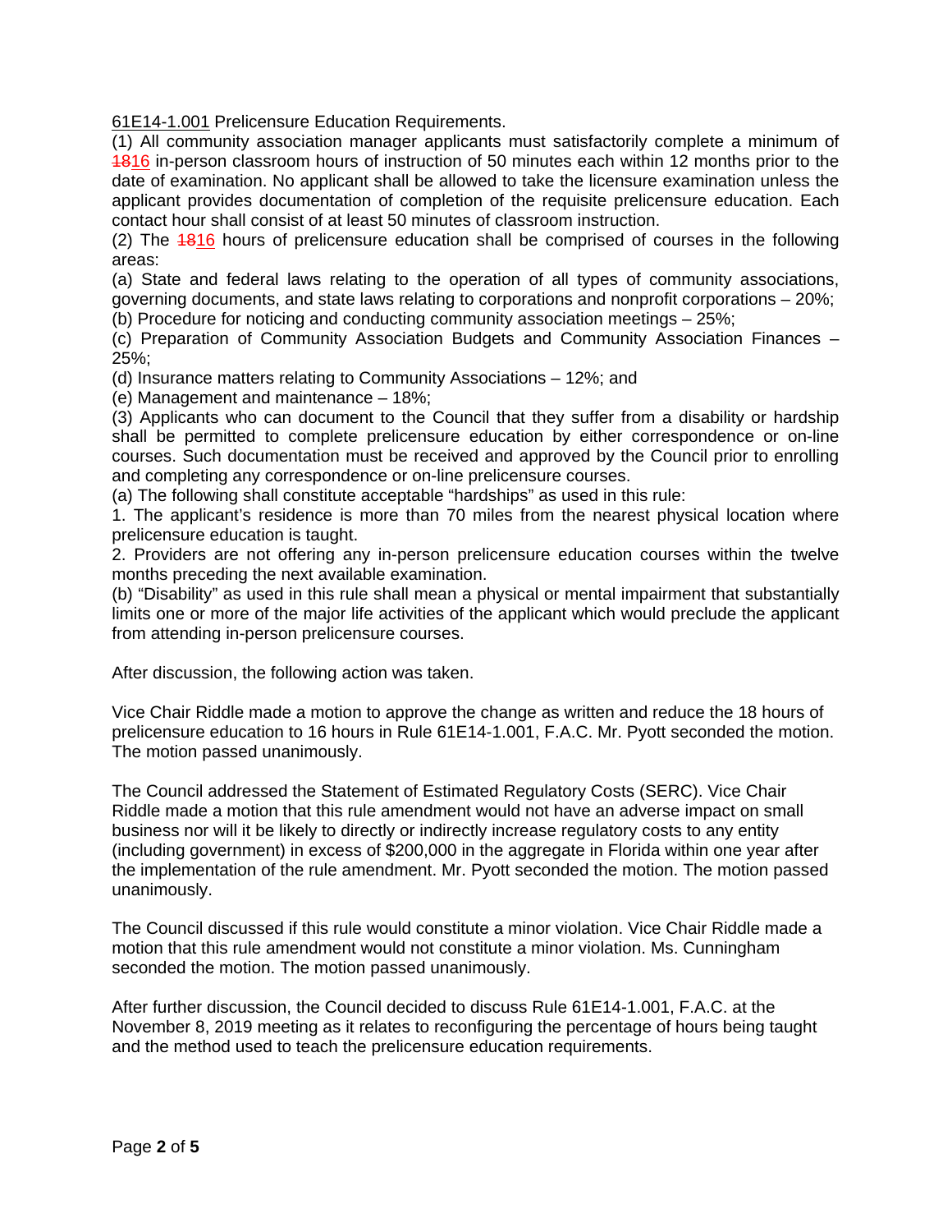61E14-1.001 Prelicensure Education Requirements.

(1) All community association manager applicants must satisfactorily complete a minimum of ~~18~~16 in-person classroom hours of instruction of 50 minutes each within 12 months prior to the date of examination. No applicant shall be allowed to take the licensure examination unless the applicant provides documentation of completion of the requisite prelicensure education. Each contact hour shall consist of at least 50 minutes of classroom instruction.

(2) The ~~18~~16 hours of prelicensure education shall be comprised of courses in the following areas:

(a) State and federal laws relating to the operation of all types of community associations, governing documents, and state laws relating to corporations and nonprofit corporations – 20%;

(b) Procedure for noticing and conducting community association meetings – 25%;

(c) Preparation of Community Association Budgets and Community Association Finances – 25%;

(d) Insurance matters relating to Community Associations – 12%; and

(e) Management and maintenance – 18%;

(3) Applicants who can document to the Council that they suffer from a disability or hardship shall be permitted to complete prelicensure education by either correspondence or on-line courses. Such documentation must be received and approved by the Council prior to enrolling and completing any correspondence or on-line prelicensure courses.

(a) The following shall constitute acceptable "hardships" as used in this rule:

1. The applicant's residence is more than 70 miles from the nearest physical location where prelicensure education is taught.

2. Providers are not offering any in-person prelicensure education courses within the twelve months preceding the next available examination.

(b) "Disability" as used in this rule shall mean a physical or mental impairment that substantially limits one or more of the major life activities of the applicant which would preclude the applicant from attending in-person prelicensure courses.

After discussion, the following action was taken.

Vice Chair Riddle made a motion to approve the change as written and reduce the 18 hours of prelicensure education to 16 hours in Rule 61E14-1.001, F.A.C. Mr. Pyott seconded the motion. The motion passed unanimously.

The Council addressed the Statement of Estimated Regulatory Costs (SERC). Vice Chair Riddle made a motion that this rule amendment would not have an adverse impact on small business nor will it be likely to directly or indirectly increase regulatory costs to any entity (including government) in excess of $200,000 in the aggregate in Florida within one year after the implementation of the rule amendment. Mr. Pyott seconded the motion. The motion passed unanimously.

The Council discussed if this rule would constitute a minor violation. Vice Chair Riddle made a motion that this rule amendment would not constitute a minor violation. Ms. Cunningham seconded the motion. The motion passed unanimously.

After further discussion, the Council decided to discuss Rule 61E14-1.001, F.A.C. at the November 8, 2019 meeting as it relates to reconfiguring the percentage of hours being taught and the method used to teach the prelicensure education requirements.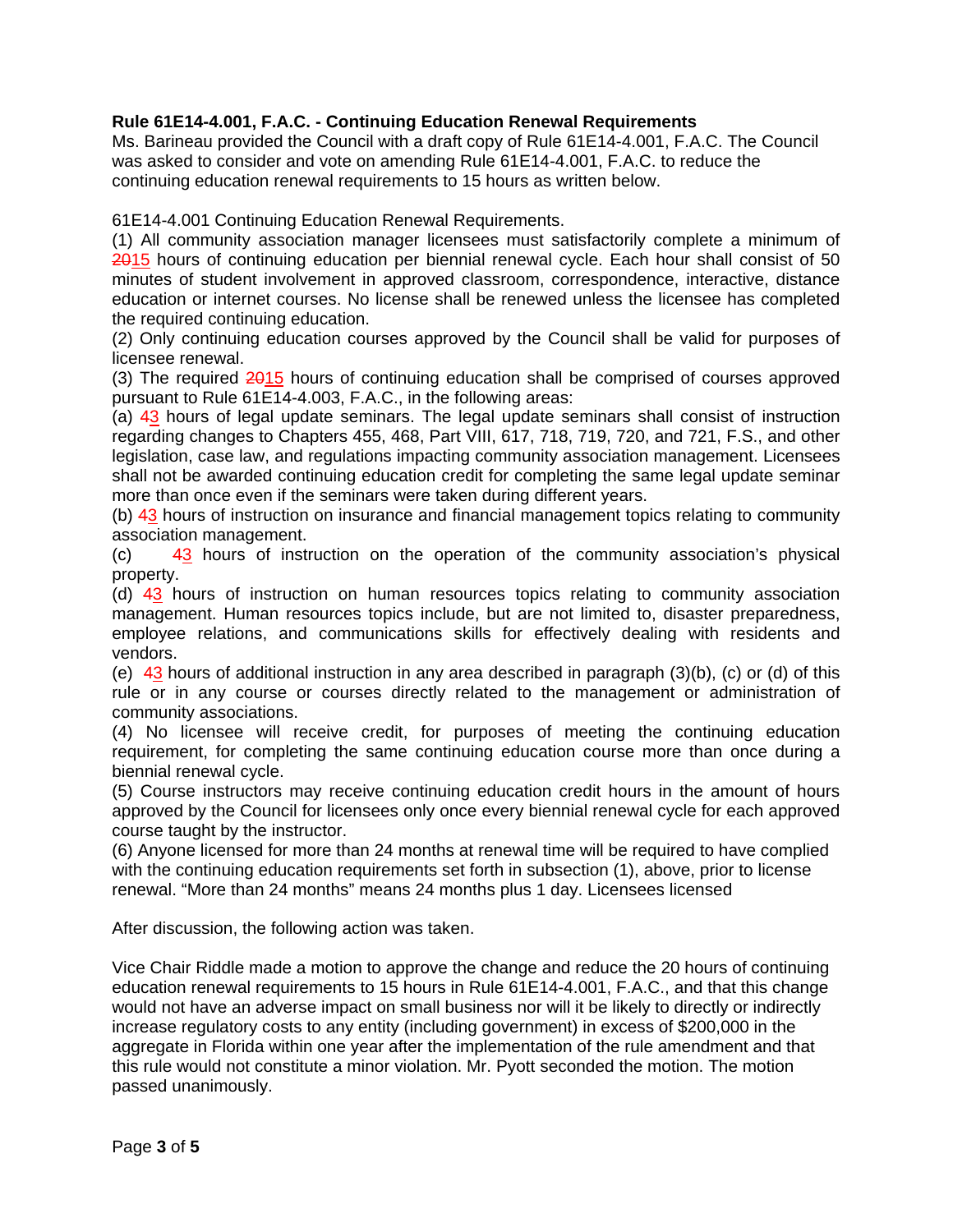**Rule 61E14-4.001, F.A.C. - Continuing Education Renewal Requirements**

Ms. Barineau provided the Council with a draft copy of Rule 61E14-4.001, F.A.C. The Council was asked to consider and vote on amending Rule 61E14-4.001, F.A.C. to reduce the continuing education renewal requirements to 15 hours as written below.

61E14-4.001 Continuing Education Renewal Requirements.

(1) All community association manager licensees must satisfactorily complete a minimum of ~~20~~15 hours of continuing education per biennial renewal cycle. Each hour shall consist of 50 minutes of student involvement in approved classroom, correspondence, interactive, distance education or internet courses. No license shall be renewed unless the licensee has completed the required continuing education.

(2) Only continuing education courses approved by the Council shall be valid for purposes of licensee renewal.

(3) The required ~~20~~15 hours of continuing education shall be comprised of courses approved pursuant to Rule 61E14-4.003, F.A.C., in the following areas:

(a) ~~4~~3 hours of legal update seminars. The legal update seminars shall consist of instruction regarding changes to Chapters 455, 468, Part VIII, 617, 718, 719, 720, and 721, F.S., and other legislation, case law, and regulations impacting community association management. Licensees shall not be awarded continuing education credit for completing the same legal update seminar more than once even if the seminars were taken during different years.

(b) ~~4~~3 hours of instruction on insurance and financial management topics relating to community association management.

(c) ~~4~~3 hours of instruction on the operation of the community association's physical property.

(d) ~~4~~3 hours of instruction on human resources topics relating to community association management. Human resources topics include, but are not limited to, disaster preparedness, employee relations, and communications skills for effectively dealing with residents and vendors.

(e) ~~4~~3 hours of additional instruction in any area described in paragraph (3)(b), (c) or (d) of this rule or in any course or courses directly related to the management or administration of community associations.

(4) No licensee will receive credit, for purposes of meeting the continuing education requirement, for completing the same continuing education course more than once during a biennial renewal cycle.

(5) Course instructors may receive continuing education credit hours in the amount of hours approved by the Council for licensees only once every biennial renewal cycle for each approved course taught by the instructor.

(6) Anyone licensed for more than 24 months at renewal time will be required to have complied with the continuing education requirements set forth in subsection (1), above, prior to license renewal. "More than 24 months" means 24 months plus 1 day. Licensees licensed

After discussion, the following action was taken.

Vice Chair Riddle made a motion to approve the change and reduce the 20 hours of continuing education renewal requirements to 15 hours in Rule 61E14-4.001, F.A.C., and that this change would not have an adverse impact on small business nor will it be likely to directly or indirectly increase regulatory costs to any entity (including government) in excess of $200,000 in the aggregate in Florida within one year after the implementation of the rule amendment and that this rule would not constitute a minor violation. Mr. Pyott seconded the motion. The motion passed unanimously.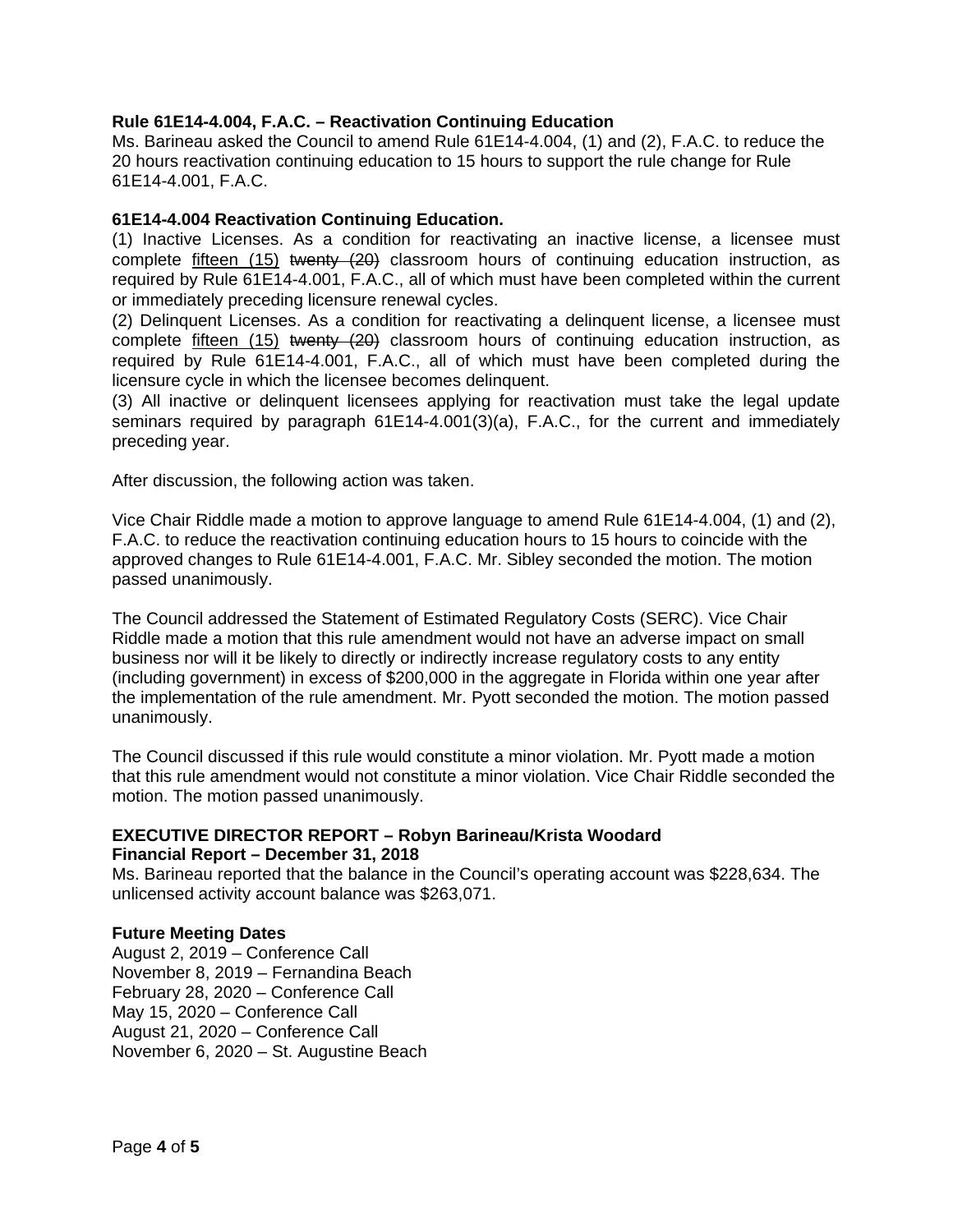**Rule 61E14-4.004, F.A.C. – Reactivation Continuing Education**

Ms. Barineau asked the Council to amend Rule 61E14-4.004, (1) and (2), F.A.C. to reduce the 20 hours reactivation continuing education to 15 hours to support the rule change for Rule 61E14-4.001, F.A.C.

**61E14-4.004 Reactivation Continuing Education.**

(1) Inactive Licenses. As a condition for reactivating an inactive license, a licensee must complete <u>fifteen (15)</u> ~~twenty (20)~~ classroom hours of continuing education instruction, as required by Rule 61E14-4.001, F.A.C., all of which must have been completed within the current or immediately preceding licensure renewal cycles.

(2) Delinquent Licenses. As a condition for reactivating a delinquent license, a licensee must complete <u>fifteen (15)</u> ~~twenty (20)~~ classroom hours of continuing education instruction, as required by Rule 61E14-4.001, F.A.C., all of which must have been completed during the licensure cycle in which the licensee becomes delinquent.

(3) All inactive or delinquent licensees applying for reactivation must take the legal update seminars required by paragraph 61E14-4.001(3)(a), F.A.C., for the current and immediately preceding year.

After discussion, the following action was taken.

Vice Chair Riddle made a motion to approve language to amend Rule 61E14-4.004, (1) and (2), F.A.C. to reduce the reactivation continuing education hours to 15 hours to coincide with the approved changes to Rule 61E14-4.001, F.A.C. Mr. Sibley seconded the motion. The motion passed unanimously.

The Council addressed the Statement of Estimated Regulatory Costs (SERC). Vice Chair Riddle made a motion that this rule amendment would not have an adverse impact on small business nor will it be likely to directly or indirectly increase regulatory costs to any entity (including government) in excess of $200,000 in the aggregate in Florida within one year after the implementation of the rule amendment. Mr. Pyott seconded the motion. The motion passed unanimously.

The Council discussed if this rule would constitute a minor violation. Mr. Pyott made a motion that this rule amendment would not constitute a minor violation. Vice Chair Riddle seconded the motion. The motion passed unanimously.

**EXECUTIVE DIRECTOR REPORT – Robyn Barineau/Krista Woodard**

**Financial Report – December 31, 2018**

Ms. Barineau reported that the balance in the Council's operating account was $228,634. The unlicensed activity account balance was $263,071.

**Future Meeting Dates**

August 2, 2019 – Conference Call
November 8, 2019 – Fernandina Beach
February 28, 2020 – Conference Call
May 15, 2020 – Conference Call
August 21, 2020 – Conference Call
November 6, 2020 – St. Augustine Beach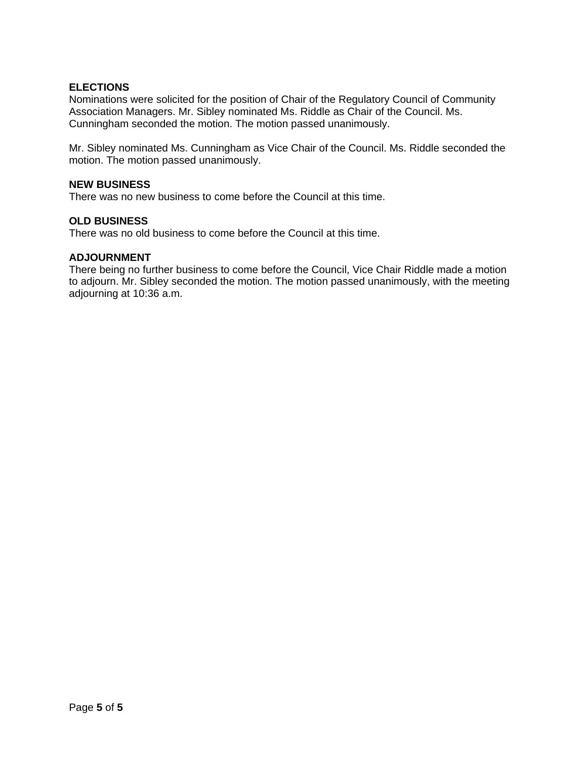**ELECTIONS**
Nominations were solicited for the position of Chair of the Regulatory Council of Community Association Managers. Mr. Sibley nominated Ms. Riddle as Chair of the Council. Ms. Cunningham seconded the motion. The motion passed unanimously.

Mr. Sibley nominated Ms. Cunningham as Vice Chair of the Council. Ms. Riddle seconded the motion. The motion passed unanimously.

**NEW BUSINESS**
There was no new business to come before the Council at this time.

**OLD BUSINESS**
There was no old business to come before the Council at this time.

**ADJOURNMENT**
There being no further business to come before the Council, Vice Chair Riddle made a motion to adjourn. Mr. Sibley seconded the motion. The motion passed unanimously, with the meeting adjourning at 10:36 a.m.